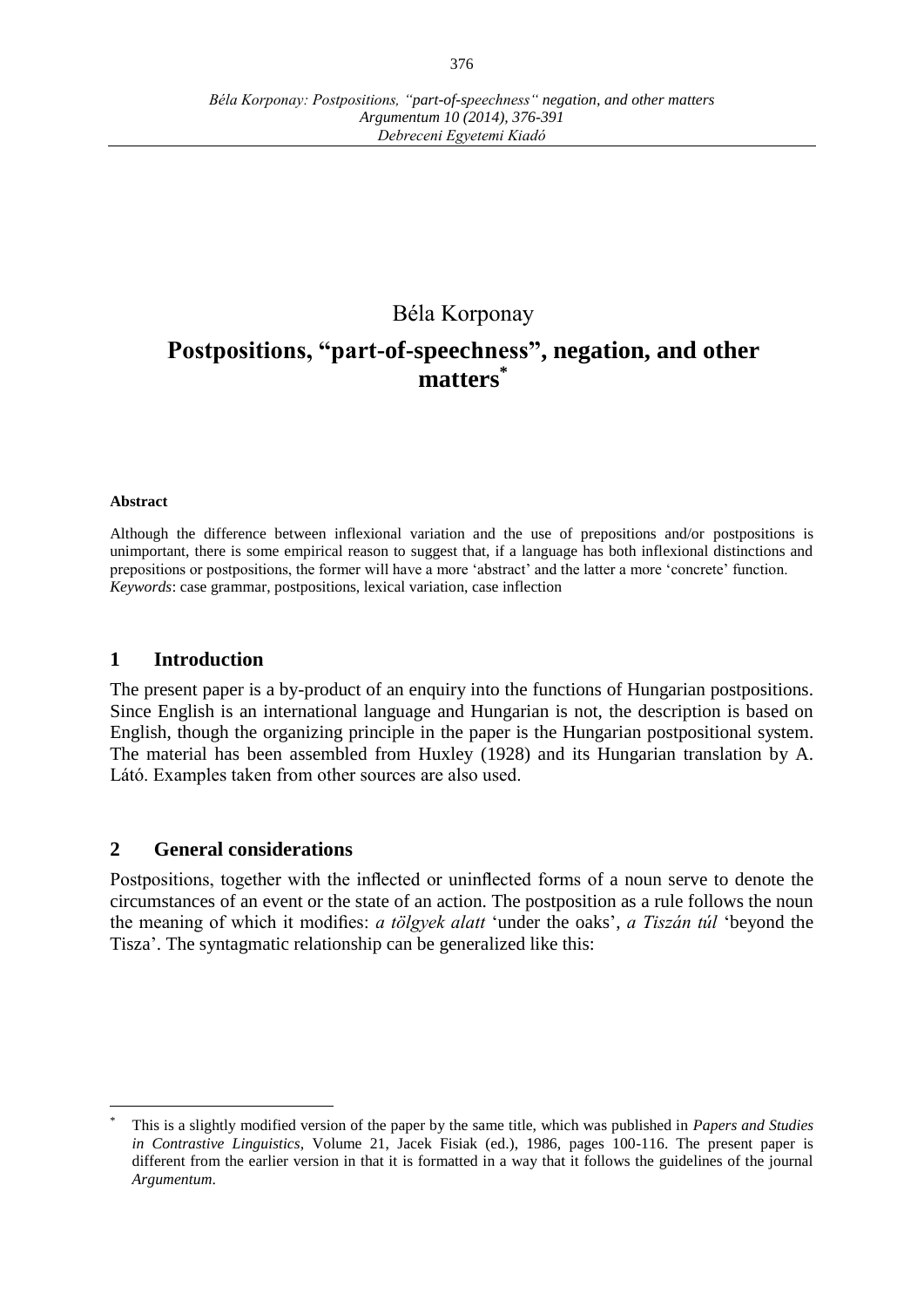Béla Korponay

# Postpositions, "part-of-speechness", negation, and other matters*

**Abstract**

Although the difference between inflexional variation and the use of prepositions and/or postpositions is unimportant, there is some empirical reason to suggest that, if a language has both inflexional distinctions and prepositions or postpositions, the former will have a more 'abstract' and the latter a more 'concrete' function.
*Keywords*: case grammar, postpositions, lexical variation, case inflection

## 1 Introduction

The present paper is a by-product of an enquiry into the functions of Hungarian postpositions. Since English is an international language and Hungarian is not, the description is based on English, though the organizing principle in the paper is the Hungarian postpositional system. The material has been assembled from Huxley (1928) and its Hungarian translation by A. Látó. Examples taken from other sources are also used.

## 2 General considerations

Postpositions, together with the inflected or uninflected forms of a noun serve to denote the circumstances of an event or the state of an action. The postposition as a rule follows the noun the meaning of which it modifies: *a tölgyek alatt* 'under the oaks', *a Tiszán túl* 'beyond the Tisza'. The syntagmatic relationship can be generalized like this:

---

* This is a slightly modified version of the paper by the same title, which was published in *Papers and Studies in Contrastive Linguistics*, Volume 21, Jacek Fisiak (ed.), 1986, pages 100-116. The present paper is different from the earlier version in that it is formatted in a way that it follows the guidelines of the journal *Argumentum*.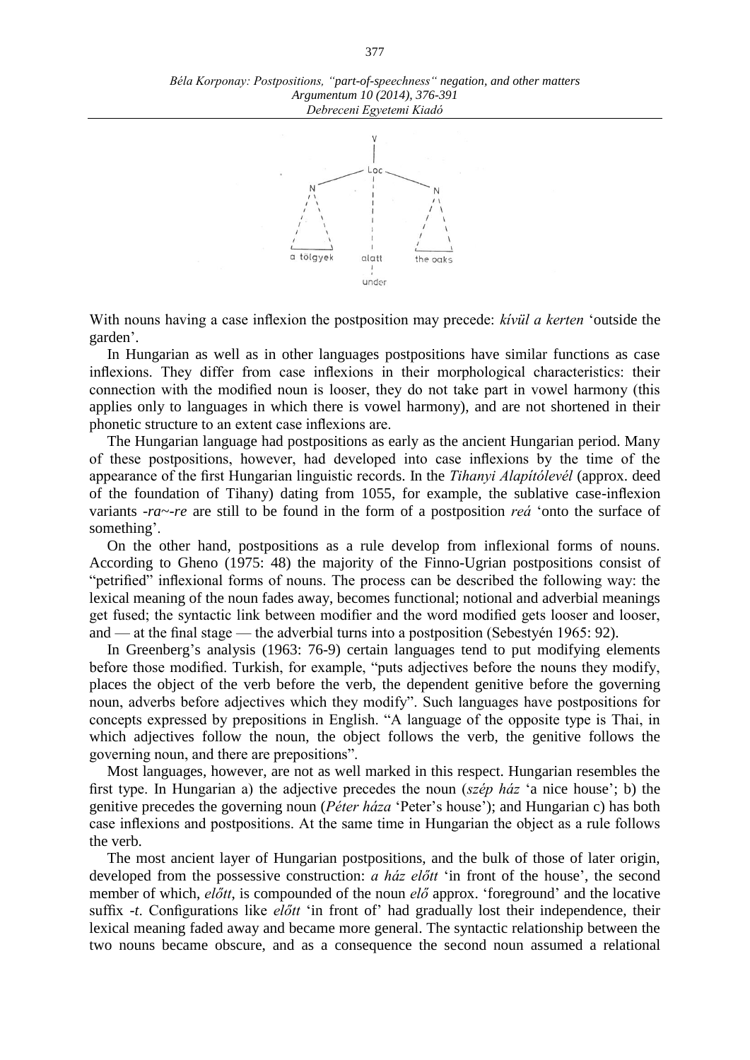With nouns having a case inflexion the postposition may precede: *kívül a kerten* 'outside the garden'.

In Hungarian as well as in other languages postpositions have similar functions as case inflexions. They differ from case inflexions in their morphological characteristics: their connection with the modified noun is looser, they do not take part in vowel harmony (this applies only to languages in which there is vowel harmony), and are not shortened in their phonetic structure to an extent case inflexions are.

The Hungarian language had postpositions as early as the ancient Hungarian period. Many of these postpositions, however, had developed into case inflexions by the time of the appearance of the first Hungarian linguistic records. In the *Tihanyi Alapítólevél* (approx. deed of the foundation of Tihany) dating from 1055, for example, the sublative case-inflexion variants *-ra~-re* are still to be found in the form of a postposition *reá* 'onto the surface of something'.

On the other hand, postpositions as a rule develop from inflexional forms of nouns. According to Gheno (1975: 48) the majority of the Finno-Ugrian postpositions consist of "petrified" inflexional forms of nouns. The process can be described the following way: the lexical meaning of the noun fades away, becomes functional; notional and adverbial meanings get fused; the syntactic link between modifier and the word modified gets looser and looser, and — at the final stage — the adverbial turns into a postposition (Sebestyén 1965: 92).

In Greenberg's analysis (1963: 76-9) certain languages tend to put modifying elements before those modified. Turkish, for example, "puts adjectives before the nouns they modify, places the object of the verb before the verb, the dependent genitive before the governing noun, adverbs before adjectives which they modify". Such languages have postpositions for concepts expressed by prepositions in English. "A language of the opposite type is Thai, in which adjectives follow the noun, the object follows the verb, the genitive follows the governing noun, and there are prepositions".

Most languages, however, are not as well marked in this respect. Hungarian resembles the first type. In Hungarian a) the adjective precedes the noun (*szép ház* 'a nice house'; b) the genitive precedes the governing noun (*Péter háza* 'Peter's house'); and Hungarian c) has both case inflexions and postpositions. At the same time in Hungarian the object as a rule follows the verb.

The most ancient layer of Hungarian postpositions, and the bulk of those of later origin, developed from the possessive construction: *a ház előtt* 'in front of the house', the second member of which, *előtt*, is compounded of the noun *elő* approx. 'foreground' and the locative suffix *-t*. Configurations like *előtt* 'in front of' had gradually lost their independence, their lexical meaning faded away and became more general. The syntactic relationship between the two nouns became obscure, and as a consequence the second noun assumed a relational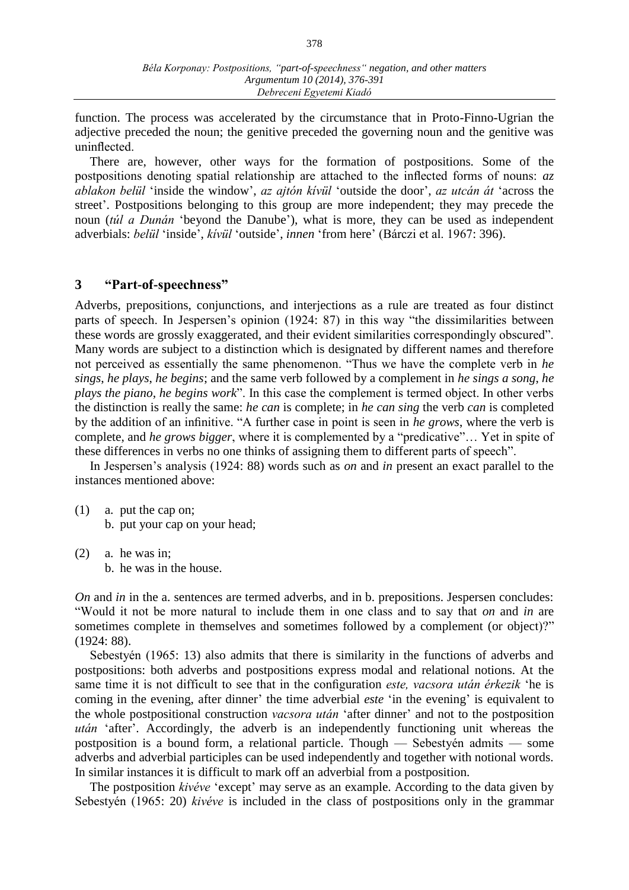function. The process was accelerated by the circumstance that in Proto-Finno-Ugrian the adjective preceded the noun; the genitive preceded the governing noun and the genitive was uninflected.

There are, however, other ways for the formation of postpositions. Some of the postpositions denoting spatial relationship are attached to the inflected forms of nouns: *az ablakon belül* 'inside the window', *az ajtón kívül* 'outside the door', *az utcán át* 'across the street'. Postpositions belonging to this group are more independent; they may precede the noun (*túl a Dunán* 'beyond the Danube'), what is more, they can be used as independent adverbials: *belül* 'inside', *kívül* 'outside', *innen* 'from here' (Bárczi et al. 1967: 396).

## 3 "Part-of-speechness"

Adverbs, prepositions, conjunctions, and interjections as a rule are treated as four distinct parts of speech. In Jespersen's opinion (1924: 87) in this way "the dissimilarities between these words are grossly exaggerated, and their evident similarities correspondingly obscured". Many words are subject to a distinction which is designated by different names and therefore not perceived as essentially the same phenomenon. "Thus we have the complete verb in *he sings*, *he plays*, *he begins*; and the same verb followed by a complement in *he sings a song*, *he plays the piano*, *he begins work*". In this case the complement is termed object. In other verbs the distinction is really the same: *he can* is complete; in *he can sing* the verb *can* is completed by the addition of an infinitive. "A further case in point is seen in *he grows*, where the verb is complete, and *he grows bigger*, where it is complemented by a "predicative"… Yet in spite of these differences in verbs no one thinks of assigning them to different parts of speech".

In Jespersen's analysis (1924: 88) words such as *on* and *in* present an exact parallel to the instances mentioned above:

(1) a. put the cap on;
 b. put your cap on your head;

(2) a. he was in;
 b. he was in the house.

*On* and *in* in the a. sentences are termed adverbs, and in b. prepositions. Jespersen concludes: "Would it not be more natural to include them in one class and to say that *on* and *in* are sometimes complete in themselves and sometimes followed by a complement (or object)?" (1924: 88).

Sebestyén (1965: 13) also admits that there is similarity in the functions of adverbs and postpositions: both adverbs and postpositions express modal and relational notions. At the same time it is not difficult to see that in the configuration *este, vacsora után érkezik* 'he is coming in the evening, after dinner' the time adverbial *este* 'in the evening' is equivalent to the whole postpositional construction *vacsora után* 'after dinner' and not to the postposition *után* 'after'. Accordingly, the adverb is an independently functioning unit whereas the postposition is a bound form, a relational particle. Though — Sebestyén admits — some adverbs and adverbial participles can be used independently and together with notional words. In similar instances it is difficult to mark off an adverbial from a postposition.

The postposition *kivéve* 'except' may serve as an example. According to the data given by Sebestyén (1965: 20) *kivéve* is included in the class of postpositions only in the grammar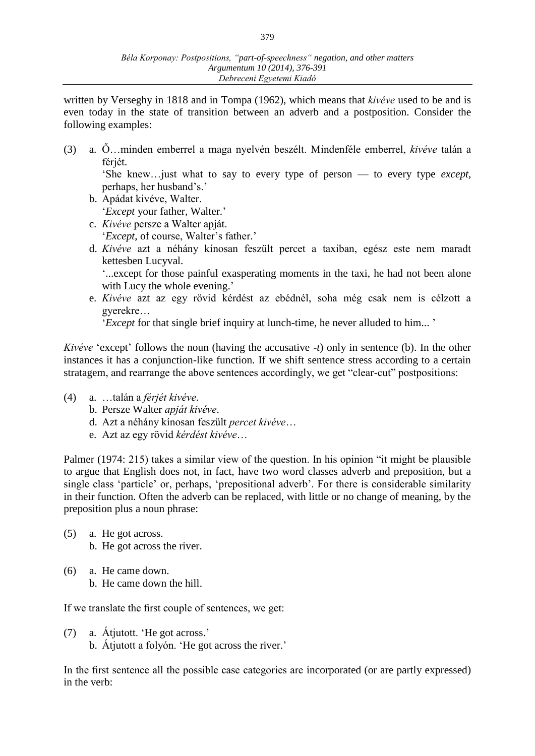written by Verseghy in 1818 and in Tompa (1962), which means that *kivéve* used to be and is even today in the state of transition between an adverb and a postposition. Consider the following examples:

(3) a. Ő…minden emberrel a maga nyelvén beszélt. Mindenféle emberrel, *kivéve* talán a férjét.
'She knew…just what to say to every type of person — to every type *except*, perhaps, her husband's.'
b. Apádat kivéve, Walter.
'*Except* your father, Walter.'
c. *Kivéve* persze a Walter apját.
'*Except*, of course, Walter's father.'
d. *Kivéve* azt a néhány kínosan feszült percet a taxiban, egész este nem maradt kettesben Lucyval.
'...except for those painful exasperating moments in the taxi, he had not been alone with Lucy the whole evening.'
e. *Kivéve* azt az egy rövid kérdést az ebédnél, soha még csak nem is célzott a gyerekre…
'*Except* for that single brief inquiry at lunch-time, he never alluded to him... '

*Kivéve* 'except' follows the noun (having the accusative *-t*) only in sentence (b). In the other instances it has a conjunction-like function. If we shift sentence stress according to a certain stratagem, and rearrange the above sentences accordingly, we get "clear-cut" postpositions:

(4) a. …talán a *férjét kivéve*.
b. Persze Walter *apját kivéve*.
d. Azt a néhány kínosan feszült *percet kivéve*…
e. Azt az egy rövid *kérdést kivéve*…

Palmer (1974: 215) takes a similar view of the question. In his opinion "it might be plausible to argue that English does not, in fact, have two word classes adverb and preposition, but a single class 'particle' or, perhaps, 'prepositional adverb'. For there is considerable similarity in their function. Often the adverb can be replaced, with little or no change of meaning, by the preposition plus a noun phrase:

(5) a. He got across.
b. He got across the river.

(6) a. He came down.
b. He came down the hill.

If we translate the first couple of sentences, we get:

(7) a. Átjutott. 'He got across.'
b. Átjutott a folyón. 'He got across the river.'

In the first sentence all the possible case categories are incorporated (or are partly expressed) in the verb: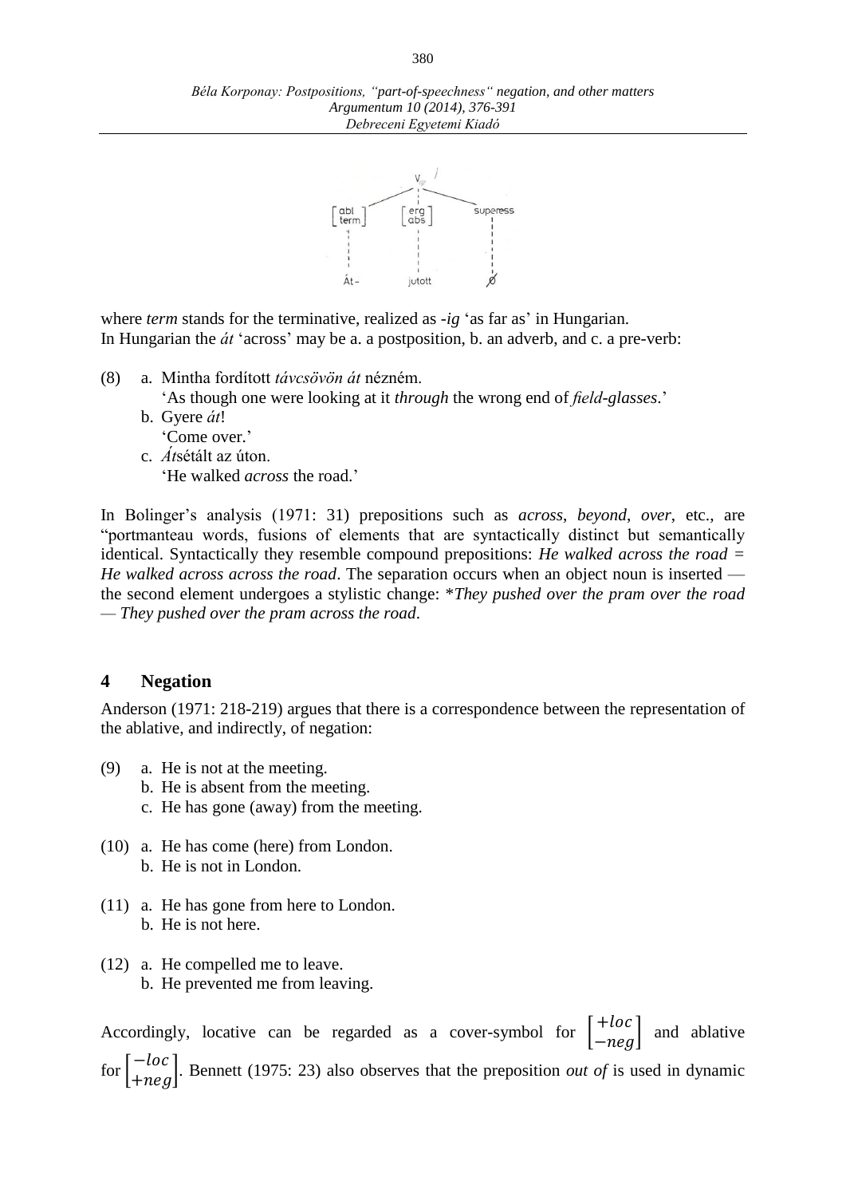```
                 V
        _________|_________
       |         |         |
   [ abl  ]   [ erg ]   superess
   [ term ]   [ abs ]      |
       |         |         |
      Át-      jutott      Ø
```

where *term* stands for the terminative, realized as *-ig* 'as far as' in Hungarian.
In Hungarian the *át* 'across' may be a. a postposition, b. an adverb, and c. a pre-verb:

(8) a. Mintha fordított *távcsövön át* nézném.
   'As though one were looking at it *through* the wrong end of *field-glasses*.'
  b. Gyere *át*!
   'Come over.'
  c. *Át*sétált az úton.
   'He walked *across* the road.'

In Bolinger's analysis (1971: 31) prepositions such as *across*, *beyond*, *over*, etc., are "portmanteau words, fusions of elements that are syntactically distinct but semantically identical. Syntactically they resemble compound prepositions: *He walked across the road* = *He walked across across the road*. The separation occurs when an object noun is inserted — the second element undergoes a stylistic change: **They pushed over the pram over the road* — *They pushed over the pram across the road*.

## 4 Negation

Anderson (1971: 218-219) argues that there is a correspondence between the representation of the ablative, and indirectly, of negation:

(9) a. He is not at the meeting.
  b. He is absent from the meeting.
  c. He has gone (away) from the meeting.

(10) a. He has come (here) from London.
  b. He is not in London.

(11) a. He has gone from here to London.
  b. He is not here.

(12) a. He compelled me to leave.
  b. He prevented me from leaving.

Accordingly, locative can be regarded as a cover-symbol for $\begin{bmatrix} +loc \\ -neg \end{bmatrix}$ and ablative for $\begin{bmatrix} -loc \\ +neg \end{bmatrix}$. Bennett (1975: 23) also observes that the preposition *out of* is used in dynamic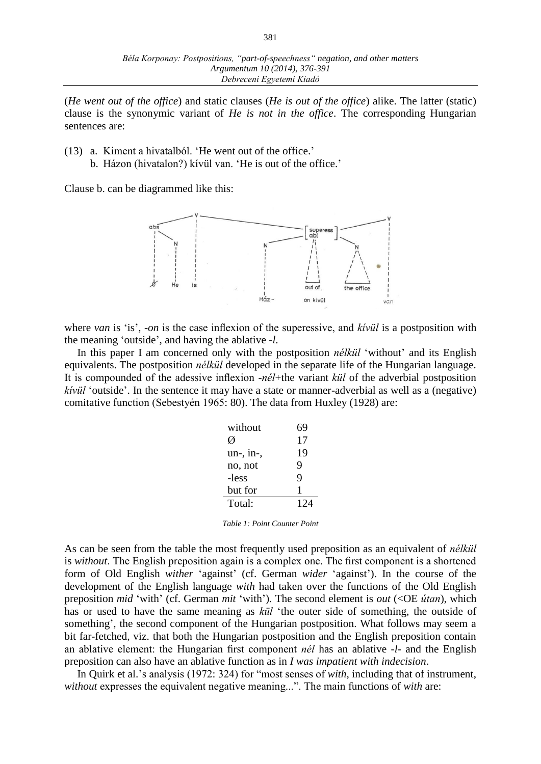(*He went out of the office*) and static clauses (*He is out of the office*) alike. The latter (static) clause is the synonymic variant of *He is not in the office*. The corresponding Hungarian sentences are:

(13) a. Kiment a hivatalból. 'He went out of the office.'
 b. Házon (hivatalon?) kívül van. 'He is out of the office.'

Clause b. can be diagrammed like this:

where *van* is 'is', *-on* is the case inflexion of the superessive, and *kívül* is a postposition with the meaning 'outside', and having the ablative *-l*.

In this paper I am concerned only with the postposition *nélkül* 'without' and its English equivalents. The postposition *nélkül* developed in the separate life of the Hungarian language. It is compounded of the adessive inflexion *-nél*+the variant *kül* of the adverbial postposition *kívül* 'outside'. In the sentence it may have a state or manner-adverbial as well as a (negative) comitative function (Sebestyén 1965: 80). The data from Huxley (1928) are:

| | |
|---|---|
| without | 69 |
| Ø | 17 |
| un-, in-, | 19 |
| no, not | 9 |
| -less | 9 |
| but for | 1 |
| Total: | 124 |

*Table 1: Point Counter Point*

As can be seen from the table the most frequently used preposition as an equivalent of *nélkül* is *without*. The English preposition again is a complex one. The first component is a shortened form of Old English *wither* 'against' (cf. German *wider* 'against'). In the course of the development of the English language *with* had taken over the functions of the Old English preposition *mid* 'with' (cf. German *mit* 'with'). The second element is *out* (<OE *útan*), which has or used to have the same meaning as *kül* 'the outer side of something, the outside of something', the second component of the Hungarian postposition. What follows may seem a bit far-fetched, viz. that both the Hungarian postposition and the English preposition contain an ablative element: the Hungarian first component *nél* has an ablative *-l-* and the English preposition can also have an ablative function as in *I was impatient with indecision*.

In Quirk et al.'s analysis (1972: 324) for "most senses of *with*, including that of instrument, *without* expresses the equivalent negative meaning...". The main functions of *with* are: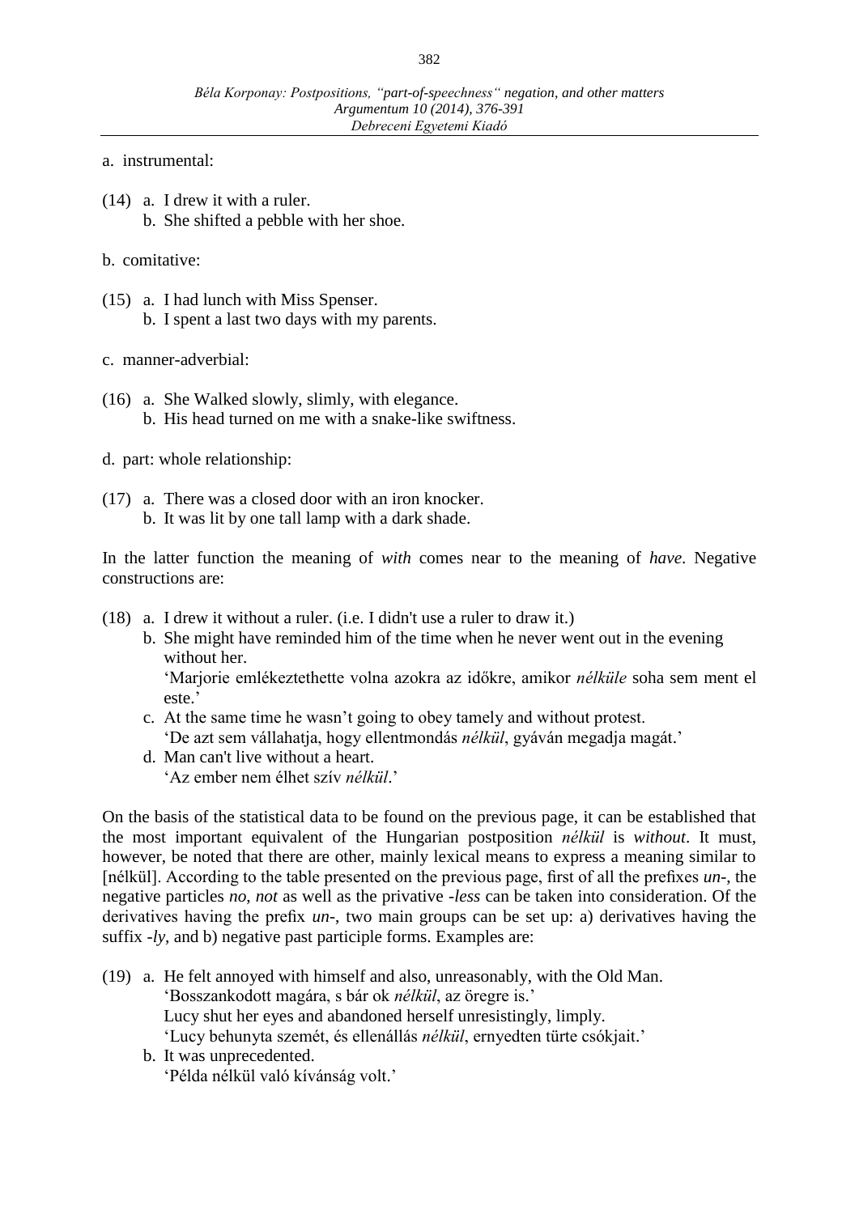a. instrumental:

(14) a. I drew it with a ruler.
     b. She shifted a pebble with her shoe.

b. comitative:

(15) a. I had lunch with Miss Spenser.
     b. I spent a last two days with my parents.

c. manner-adverbial:

(16) a. She Walked slowly, slimly, with elegance.
     b. His head turned on me with a snake-like swiftness.

d. part: whole relationship:

(17) a. There was a closed door with an iron knocker.
     b. It was lit by one tall lamp with a dark shade.

In the latter function the meaning of *with* comes near to the meaning of *have*. Negative constructions are:

(18) a. I drew it without a ruler. (i.e. I didn't use a ruler to draw it.)
     b. She might have reminded him of the time when he never went out in the evening without her.
        'Marjorie emlékeztethette volna azokra az időkre, amikor *nélküle* soha sem ment el este.'
     c. At the same time he wasn't going to obey tamely and without protest.
        'De azt sem vállahatja, hogy ellentmondás *nélkül*, gyáván megadja magát.'
     d. Man can't live without a heart.
        'Az ember nem élhet szív *nélkül*.'

On the basis of the statistical data to be found on the previous page, it can be established that the most important equivalent of the Hungarian postposition *nélkül* is *without*. It must, however, be noted that there are other, mainly lexical means to express a meaning similar to [nélkül]. According to the table presented on the previous page, first of all the prefixes *un-*, the negative particles *no, not* as well as the privative *-less* can be taken into consideration. Of the derivatives having the prefix *un-*, two main groups can be set up: a) derivatives having the suffix *-ly*, and b) negative past participle forms. Examples are:

(19) a. He felt annoyed with himself and also, unreasonably, with the Old Man.
        'Bosszankodott magára, s bár ok *nélkül*, az öregre is.'
        Lucy shut her eyes and abandoned herself unresistingly, limply.
        'Lucy behunyta szemét, és ellenállás *nélkül*, ernyedten türte csókjait.'
     b. It was unprecedented.
        'Példa nélkül való kívánság volt.'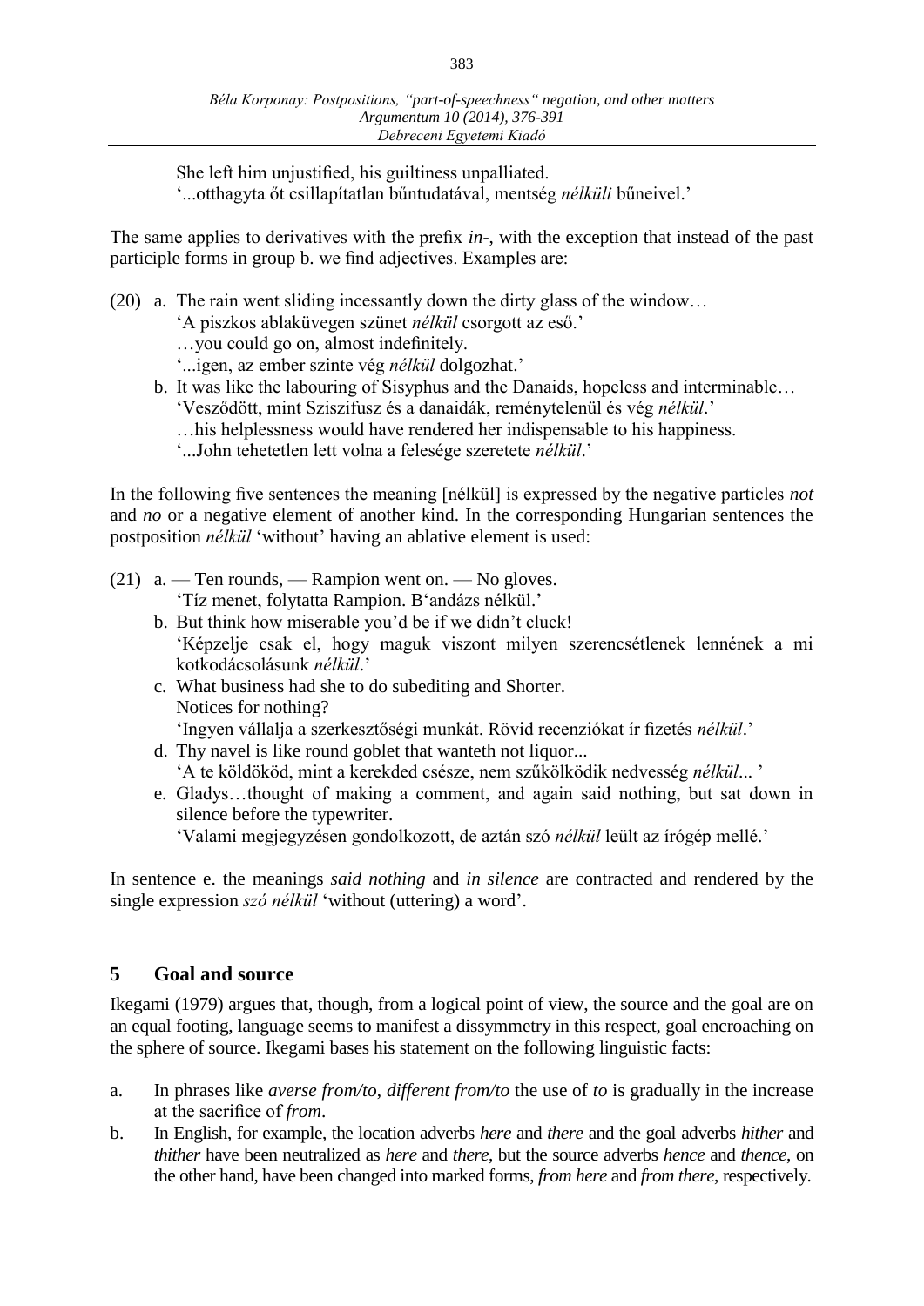She left him unjustified, his guiltiness unpalliated.
'...otthagyta őt csillapítatlan bűntudatával, mentség *nélküli* bűneivel.'

The same applies to derivatives with the prefix *in-*, with the exception that instead of the past participle forms in group b. we find adjectives. Examples are:

(20) a. The rain went sliding incessantly down the dirty glass of the window…
'A piszkos ablaküvegen szünet *nélkül* csorgott az eső.'
…you could go on, almost indefinitely.
'...igen, az ember szinte vég *nélkül* dolgozhat.'

b. It was like the labouring of Sisyphus and the Danaids, hopeless and interminable…
'Vesződött, mint Sziszifusz és a danaidák, reménytelenül és vég *nélkül*.'
…his helplessness would have rendered her indispensable to his happiness.
'...John tehetetlen lett volna a felesége szeretete *nélkül*.'

In the following five sentences the meaning [nélkül] is expressed by the negative particles *not* and *no* or a negative element of another kind. In the corresponding Hungarian sentences the postposition *nélkül* 'without' having an ablative element is used:

(21) a. — Ten rounds, — Rampion went on. — No gloves.
'Tíz menet, folytatta Rampion. B'andázs nélkül.'

b. But think how miserable you'd be if we didn't cluck!
'Képzelje csak el, hogy maguk viszont milyen szerencsétlenek lennének a mi kotkodácsolásunk *nélkül*.'

c. What business had she to do subediting and Shorter.
Notices for nothing?
'Ingyen vállalja a szerkesztőségi munkát. Rövid recenziókat ír fizetés *nélkül*.'

d. Thy navel is like round goblet that wanteth not liquor...
'A te köldököd, mint a kerekded csésze, nem szűkölködik nedvesség *nélkül*... '

e. Gladys…thought of making a comment, and again said nothing, but sat down in silence before the typewriter.
'Valami megjegyzésen gondolkozott, de aztán szó *nélkül* leült az írógép mellé.'

In sentence e. the meanings *said nothing* and *in silence* are contracted and rendered by the single expression *szó nélkül* 'without (uttering) a word'.

## 5 Goal and source

Ikegami (1979) argues that, though, from a logical point of view, the source and the goal are on an equal footing, language seems to manifest a dissymmetry in this respect, goal encroaching on the sphere of source. Ikegami bases his statement on the following linguistic facts:

a. In phrases like *averse from/to*, *different from/to* the use of *to* is gradually in the increase at the sacrifice of *from*.

b. In English, for example, the location adverbs *here* and *there* and the goal adverbs *hither* and *thither* have been neutralized as *here* and *there*, but the source adverbs *hence* and *thence*, on the other hand, have been changed into marked forms, *from here* and *from there*, respectively.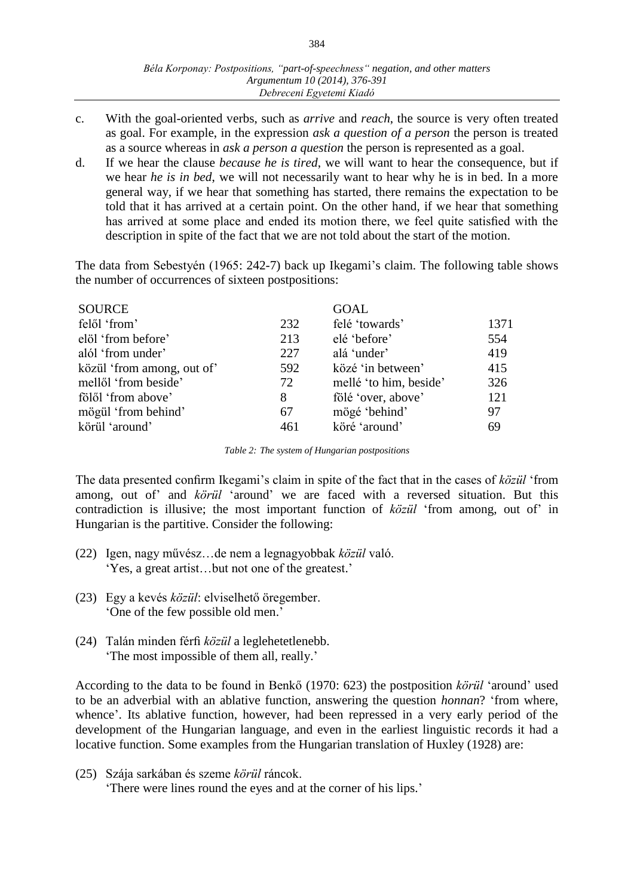c. With the goal-oriented verbs, such as *arrive* and *reach*, the source is very often treated as goal. For example, in the expression *ask a question of a person* the person is treated as a source whereas in *ask a person a question* the person is represented as a goal.

d. If we hear the clause *because he is tired*, we will want to hear the consequence, but if we hear *he is in bed*, we will not necessarily want to hear why he is in bed. In a more general way, if we hear that something has started, there remains the expectation to be told that it has arrived at a certain point. On the other hand, if we hear that something has arrived at some place and ended its motion there, we feel quite satisfied with the description in spite of the fact that we are not told about the start of the motion.

The data from Sebestyén (1965: 242-7) back up Ikegami's claim. The following table shows the number of occurrences of sixteen postpositions:

| SOURCE | | GOAL | |
|---|---|---|---|
| felől 'from' | 232 | felé 'towards' | 1371 |
| elöl 'from before' | 213 | elé 'before' | 554 |
| alól 'from under' | 227 | alá 'under' | 419 |
| közül 'from among, out of' | 592 | közé 'in between' | 415 |
| mellől 'from beside' | 72 | mellé 'to him, beside' | 326 |
| fölől 'from above' | 8 | fölé 'over, above' | 121 |
| mögül 'from behind' | 67 | mögé 'behind' | 97 |
| körül 'around' | 461 | köré 'around' | 69 |

*Table 2: The system of Hungarian postpositions*

The data presented confirm Ikegami's claim in spite of the fact that in the cases of *közül* 'from among, out of' and *körül* 'around' we are faced with a reversed situation. But this contradiction is illusive; the most important function of *közül* 'from among, out of' in Hungarian is the partitive. Consider the following:

(22) Igen, nagy művész…de nem a legnagyobbak *közül* való.
'Yes, a great artist…but not one of the greatest.'

(23) Egy a kevés *közül*: elviselhető öregember.
'One of the few possible old men.'

(24) Talán minden férfi *közül* a leglehetetlenebb.
'The most impossible of them all, really.'

According to the data to be found in Benkő (1970: 623) the postposition *körül* 'around' used to be an adverbial with an ablative function, answering the question *honnan*? 'from where, whence'. Its ablative function, however, had been repressed in a very early period of the development of the Hungarian language, and even in the earliest linguistic records it had a locative function. Some examples from the Hungarian translation of Huxley (1928) are:

(25) Szája sarkában és szeme *körül* ráncok.
'There were lines round the eyes and at the corner of his lips.'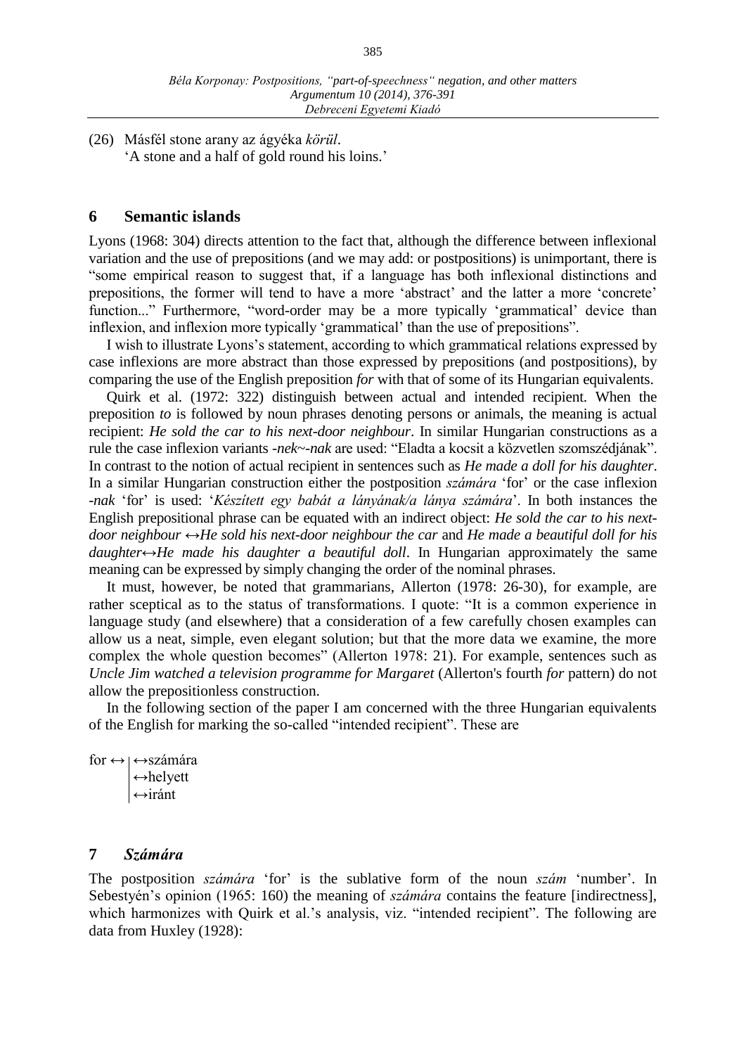(26) Másfél stone arany az ágyéka *körül*.
'A stone and a half of gold round his loins.'

## 6 Semantic islands

Lyons (1968: 304) directs attention to the fact that, although the difference between inflexional variation and the use of prepositions (and we may add: or postpositions) is unimportant, there is "some empirical reason to suggest that, if a language has both inflexional distinctions and prepositions, the former will tend to have a more 'abstract' and the latter a more 'concrete' function..." Furthermore, "word-order may be a more typically 'grammatical' device than inflexion, and inflexion more typically 'grammatical' than the use of prepositions".

I wish to illustrate Lyons's statement, according to which grammatical relations expressed by case inflexions are more abstract than those expressed by prepositions (and postpositions), by comparing the use of the English preposition *for* with that of some of its Hungarian equivalents.

Quirk et al. (1972: 322) distinguish between actual and intended recipient. When the preposition *to* is followed by noun phrases denoting persons or animals, the meaning is actual recipient: *He sold the car to his next-door neighbour*. In similar Hungarian constructions as a rule the case inflexion variants *-nek~-nak* are used: "Eladta a kocsit a közvetlen szomszédjának". In contrast to the notion of actual recipient in sentences such as *He made a doll for his daughter*. In a similar Hungarian construction either the postposition *számára* 'for' or the case inflexion *-nak* 'for' is used: '*Készített egy babát a lányának/a lánya számára*'. In both instances the English prepositional phrase can be equated with an indirect object: *He sold the car to his next-door neighbour ↔He sold his next-door neighbour the car* and *He made a beautiful doll for his daughter↔He made his daughter a beautiful doll*. In Hungarian approximately the same meaning can be expressed by simply changing the order of the nominal phrases.

It must, however, be noted that grammarians, Allerton (1978: 26-30), for example, are rather sceptical as to the status of transformations. I quote: "It is a common experience in language study (and elsewhere) that a consideration of a few carefully chosen examples can allow us a neat, simple, even elegant solution; but that the more data we examine, the more complex the whole question becomes" (Allerton 1978: 21). For example, sentences such as *Uncle Jim watched a television programme for Margaret* (Allerton's fourth *for* pattern) do not allow the prepositionless construction.

In the following section of the paper I am concerned with the three Hungarian equivalents of the English for marking the so-called "intended recipient". These are

for ↔ | ↔számára
| ↔helyett
| ↔iránt

## 7 *Számára*

The postposition *számára* 'for' is the sublative form of the noun *szám* 'number'. In Sebestyén's opinion (1965: 160) the meaning of *számára* contains the feature [indirectness], which harmonizes with Quirk et al.'s analysis, viz. "intended recipient". The following are data from Huxley (1928):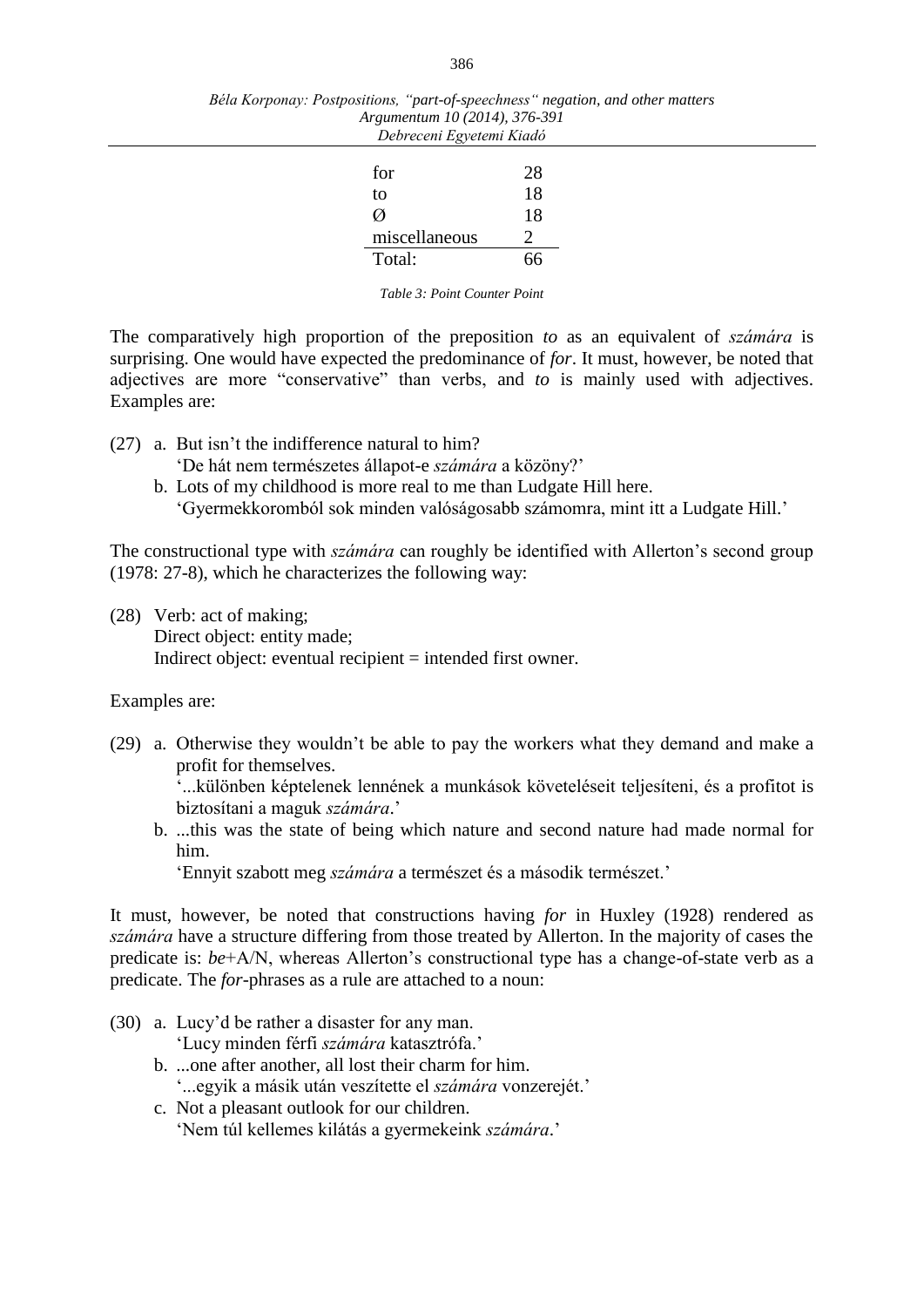| | |
|---|---|
| for | 28 |
| to | 18 |
| Ø | 18 |
| miscellaneous | 2 |
| Total: | 66 |

*Table 3: Point Counter Point*

The comparatively high proportion of the preposition *to* as an equivalent of *számára* is surprising. One would have expected the predominance of *for*. It must, however, be noted that adjectives are more "conservative" than verbs, and *to* is mainly used with adjectives. Examples are:

(27) a. But isn't the indifference natural to him?
  'De hát nem természetes állapot-e *számára* a közöny?'
 b. Lots of my childhood is more real to me than Ludgate Hill here.
  'Gyermekkoromból sok minden valóságosabb számomra, mint itt a Ludgate Hill.'

The constructional type with *számára* can roughly be identified with Allerton's second group (1978: 27-8), which he characterizes the following way:

(28) Verb: act of making;
 Direct object: entity made;
 Indirect object: eventual recipient = intended first owner.

Examples are:

(29) a. Otherwise they wouldn't be able to pay the workers what they demand and make a profit for themselves.
  '...különben képtelenek lennének a munkások követeléseit teljesíteni, és a profitot is biztosítani a maguk *számára*.'
 b. ...this was the state of being which nature and second nature had made normal for him.
  'Ennyit szabott meg *számára* a természet és a második természet.'

It must, however, be noted that constructions having *for* in Huxley (1928) rendered as *számára* have a structure differing from those treated by Allerton. In the majority of cases the predicate is: *be*+A/N, whereas Allerton's constructional type has a change-of-state verb as a predicate. The *for*-phrases as a rule are attached to a noun:

(30) a. Lucy'd be rather a disaster for any man.
  'Lucy minden férfi *számára* katasztrófa.'
 b. ...one after another, all lost their charm for him.
  '...egyik a másik után veszítette el *számára* vonzerejét.'
 c. Not a pleasant outlook for our children.
  'Nem túl kellemes kilátás a gyermekeink *számára*.'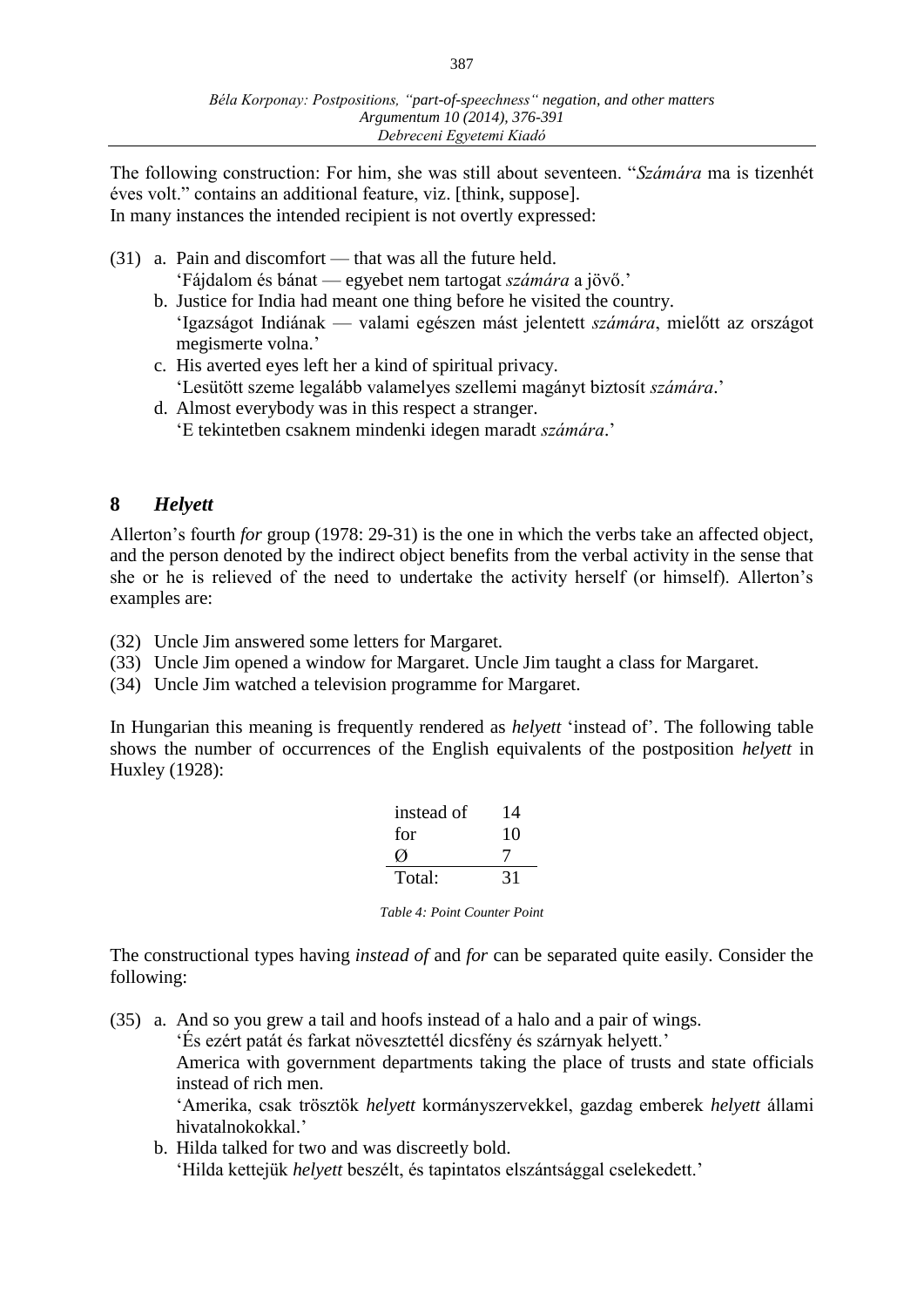The following construction: For him, she was still about seventeen. "*Számára* ma is tizenhét éves volt." contains an additional feature, viz. [think, suppose].
In many instances the intended recipient is not overtly expressed:

(31) a. Pain and discomfort — that was all the future held.
  'Fájdalom és bánat — egyebet nem tartogat *számára* a jövő.'
 b. Justice for India had meant one thing before he visited the country.
  'Igazságot Indiának — valami egészen mást jelentett *számára*, mielőtt az országot megismerte volna.'
 c. His averted eyes left her a kind of spiritual privacy.
  'Lesütött szeme legalább valamelyes szellemi magányt biztosít *számára*.'
 d. Almost everybody was in this respect a stranger.
  'E tekintetben csaknem mindenki idegen maradt *számára*.'

## 8 *Helyett*

Allerton's fourth *for* group (1978: 29-31) is the one in which the verbs take an affected object, and the person denoted by the indirect object benefits from the verbal activity in the sense that she or he is relieved of the need to undertake the activity herself (or himself). Allerton's examples are:

(32) Uncle Jim answered some letters for Margaret.
(33) Uncle Jim opened a window for Margaret. Uncle Jim taught a class for Margaret.
(34) Uncle Jim watched a television programme for Margaret.

In Hungarian this meaning is frequently rendered as *helyett* 'instead of'. The following table shows the number of occurrences of the English equivalents of the postposition *helyett* in Huxley (1928):

| | |
|---|---|
| instead of | 14 |
| for | 10 |
| Ø | 7 |
| Total: | 31 |

*Table 4: Point Counter Point*

The constructional types having *instead of* and *for* can be separated quite easily. Consider the following:

(35) a. And so you grew a tail and hoofs instead of a halo and a pair of wings.
  'És ezért patát és farkat növesztettél dicsfény és szárnyak helyett.'
  America with government departments taking the place of trusts and state officials instead of rich men.
  'Amerika, csak trösztök *helyett* kormányszervekkel, gazdag emberek *helyett* állami hivatalnokokkal.'
 b. Hilda talked for two and was discreetly bold.
  'Hilda kettejük *helyett* beszélt, és tapintatos elszántsággal cselekedett.'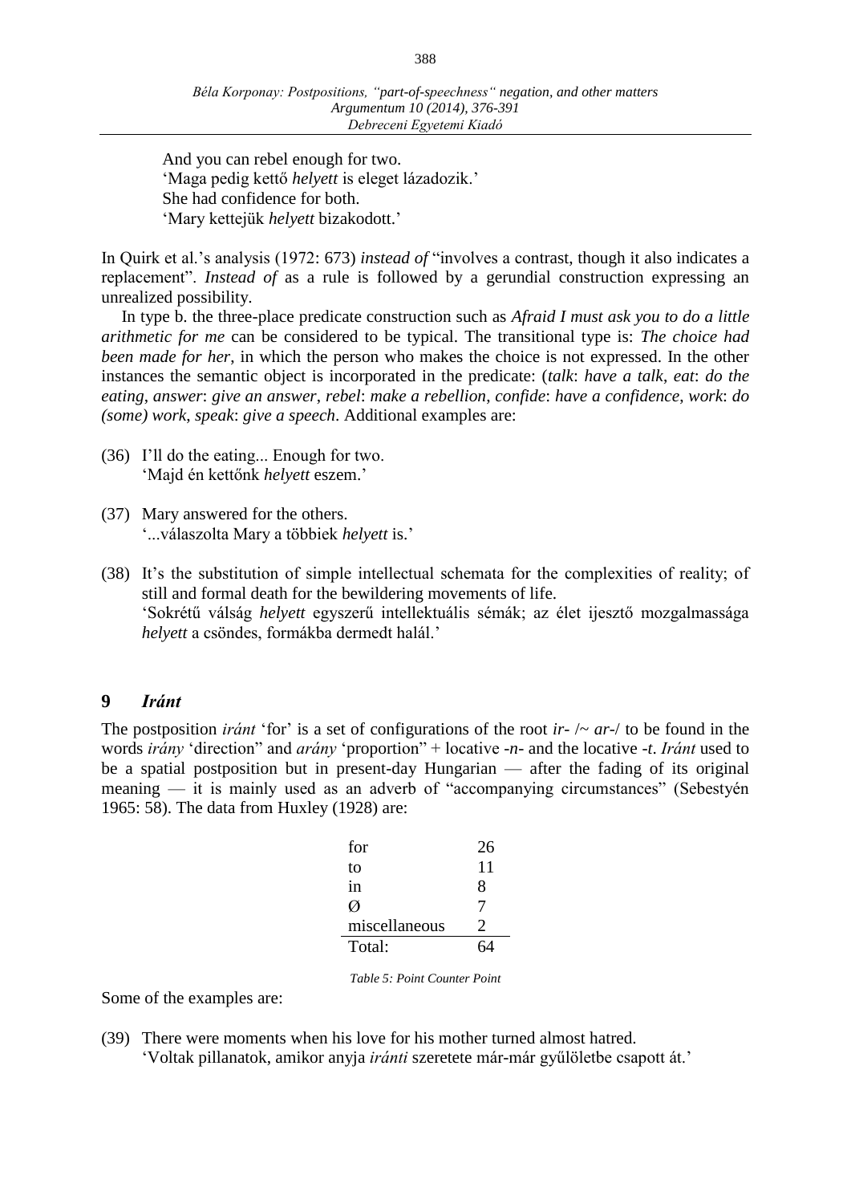And you can rebel enough for two.
'Maga pedig kettő *helyett* is eleget lázadozik.'
She had confidence for both.
'Mary kettejük *helyett* bizakodott.'

In Quirk et al.'s analysis (1972: 673) *instead of* "involves a contrast, though it also indicates a replacement". *Instead of* as a rule is followed by a gerundial construction expressing an unrealized possibility.

In type b. the three-place predicate construction such as *Afraid I must ask you to do a little arithmetic for me* can be considered to be typical. The transitional type is: *The choice had been made for her*, in which the person who makes the choice is not expressed. In the other instances the semantic object is incorporated in the predicate: (*talk*: *have a talk*, *eat*: *do the eating*, *answer*: *give an answer*, *rebel*: *make a rebellion*, *confide*: *have a confidence*, *work*: *do (some) work*, *speak*: *give a speech*. Additional examples are:

(36) I'll do the eating... Enough for two.
'Majd én kettőnk *helyett* eszem.'

(37) Mary answered for the others.
'...válaszolta Mary a többiek *helyett* is.'

(38) It's the substitution of simple intellectual schemata for the complexities of reality; of still and formal death for the bewildering movements of life.
'Sokrétű válság *helyett* egyszerű intellektuális sémák; az élet ijesztő mozgalmassága *helyett* a csöndes, formákba dermedt halál.'

## 9 *Iránt*

The postposition *iránt* 'for' is a set of configurations of the root *ir-* /~ *ar-*/ to be found in the words *irány* 'direction" and *arány* 'proportion" + locative *-n-* and the locative *-t*. *Iránt* used to be a spatial postposition but in present-day Hungarian — after the fading of its original meaning — it is mainly used as an adverb of "accompanying circumstances" (Sebestyén 1965: 58). The data from Huxley (1928) are:

| | |
|---|---|
| for | 26 |
| to | 11 |
| in | 8 |
| Ø | 7 |
| miscellaneous | 2 |
| Total: | 64 |

*Table 5: Point Counter Point*

Some of the examples are:

(39) There were moments when his love for his mother turned almost hatred.
'Voltak pillanatok, amikor anyja *iránti* szeretete már-már gyűlöletbe csapott át.'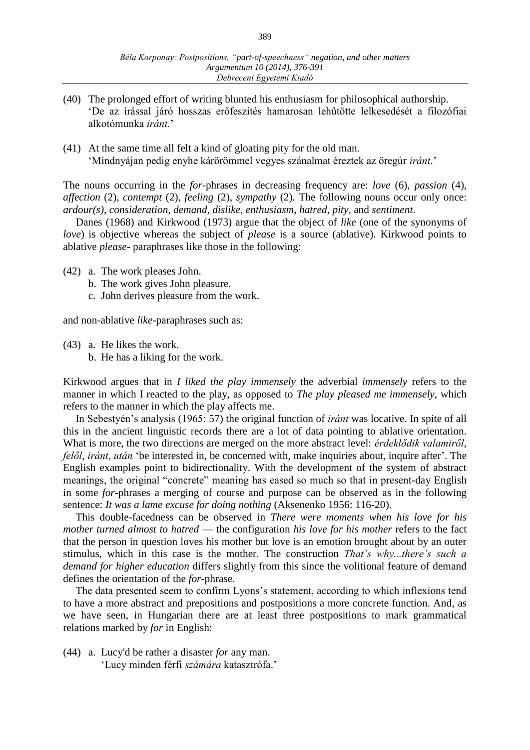(40) The prolonged effort of writing blunted his enthusiasm for philosophical authorship.
     'De az írással járó hosszas erőfeszítés hamarosan lehűtötte lelkesedését a filozófiai alkotómunka *iránt*.'

(41) At the same time all felt a kind of gloating pity for the old man.
     'Mindnyájan pedig enyhe káröröm​mel vegyes szánalmat éreztek az öregúr *iránt*.'

The nouns occurring in the *for*-phrases in decreasing frequency are: *love* (6), *passion* (4), *affection* (2), *contempt* (2), *feeling* (2), *sympathy* (2). The following nouns occur only once: *ardour(s)*, *consideration*, *demand*, *dislike*, *enthusiasm*, *hatred*, *pity*, and *sentiment*.

Danes (1968) and Kirkwood (1973) argue that the object of *like* (one of the synonyms of *love*) is objective whereas the subject of *please* is a source (ablative). Kirkwood points to ablative *please*- paraphrases like those in the following:

(42) a. The work pleases John.
     b. The work gives John pleasure.
     c. John derives pleasure from the work.

and non-ablative *like*-paraphrases such as:

(43) a. He likes the work.
     b. He has a liking for the work.

Kirkwood argues that in *I liked the play immensely* the adverbial *immensely* refers to the manner in which I reacted to the play, as opposed to *The play pleased me immensely*, which refers to the manner in which the play affects me.

In Sebestyén's analysis (1965: 57) the original function of *iránt* was locative. In spite of all this in the ancient linguistic records there are a lot of data pointing to ablative orientation. What is more, the two directions are merged on the more abstract level: *érdeklődik valamiről*, *felől*, *iránt*, *után* 'be interested in, be concerned with, make inquiries about, inquire after'. The English examples point to bidirectionality. With the development of the system of abstract meanings, the original "concrete" meaning has eased so much so that in present-day English in some *for*-phrases a merging of course and purpose can be observed as in the following sentence: *It was a lame excuse for doing nothing* (Aksenenko 1956: 116-20).

This double-facedness can be observed in *There were moments when his love for his mother turned almost to hatred* — the configuration *his love for his mother* refers to the fact that the person in question loves his mother but love is an emotion brought about by an outer stimulus, which in this case is the mother. The construction *That's why...there's such a demand for higher education* differs slightly from this since the volitional feature of demand defines the orientation of the *for*-phrase.

The data presented seem to confirm Lyons's statement, according to which inflexions tend to have a more abstract and prepositions and postpositions a more concrete function. And, as we have seen, in Hungarian there are at least three postpositions to mark grammatical relations marked by *for* in English:

(44) a. Lucy'd be rather a disaster *for* any man.
     'Lucy minden férfi *számára* katasztrófa.'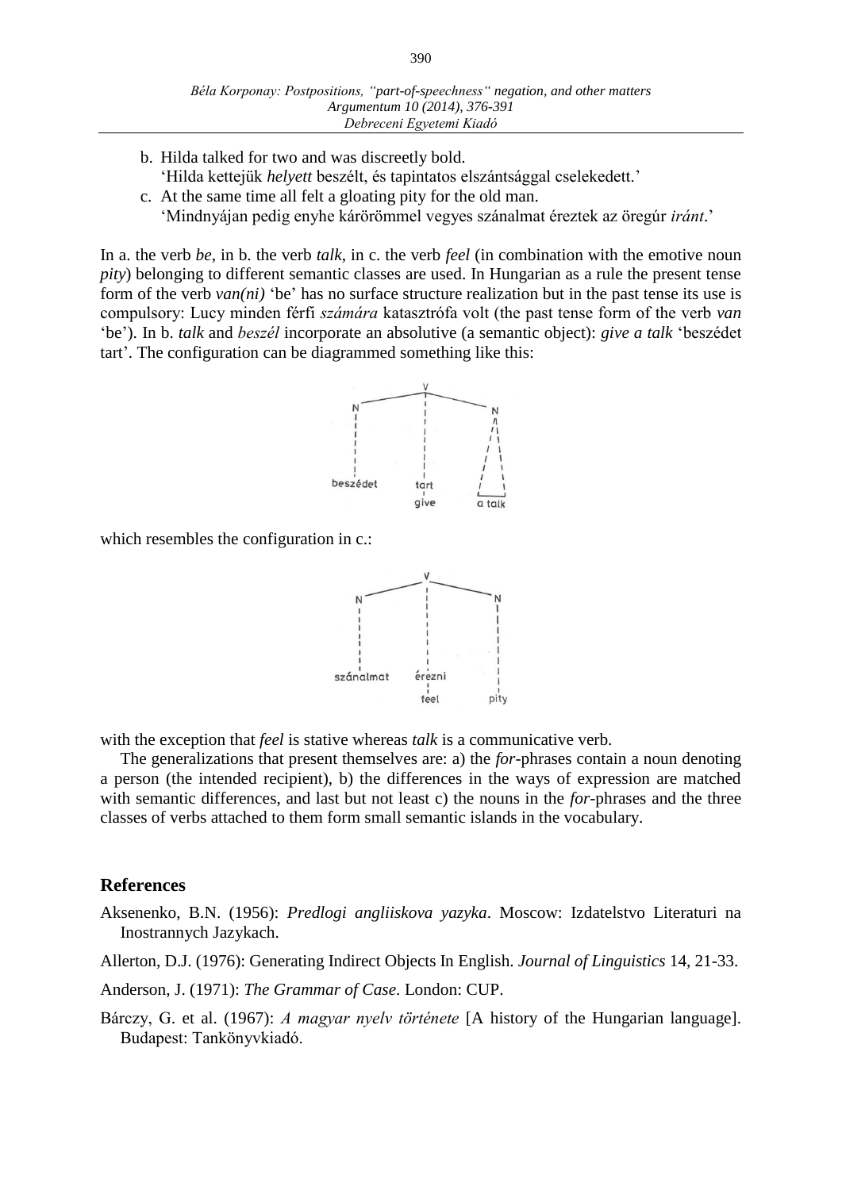b. Hilda talked for two and was discreetly bold.
   'Hilda kettejük *helyett* beszélt, és tapintatos elszántsággal cselekedett.'

c. At the same time all felt a gloating pity for the old man.
   'Mindnyájan pedig enyhe kárörömmel vegyes szánalmat éreztek az öregúr *iránt*.'

In a. the verb *be*, in b. the verb *talk*, in c. the verb *feel* (in combination with the emotive noun *pity*) belonging to different semantic classes are used. In Hungarian as a rule the present tense form of the verb *van(ni)* 'be' has no surface structure realization but in the past tense its use is compulsory: Lucy minden férfi *számára* katasztrófa volt (the past tense form of the verb *van* 'be'). In b. *talk* and *beszél* incorporate an absolutive (a semantic object): *give a talk* 'beszédet tart'. The configuration can be diagrammed something like this:

```
              V
   N ---------+--------- N
   |          |          /\
   |          |         /  \
beszédet     tart      /____\
              |        a talk
             give
```

which resembles the configuration in c.:

```
              V
   N ---------+--------- N
   |          |          |
   |          |          |
szánalmat   érezni       |
              |          |
             feel       pity
```

with the exception that *feel* is stative whereas *talk* is a communicative verb.

The generalizations that present themselves are: a) the *for*-phrases contain a noun denoting a person (the intended recipient), b) the differences in the ways of expression are matched with semantic differences, and last but not least c) the nouns in the *for*-phrases and the three classes of verbs attached to them form small semantic islands in the vocabulary.

## References

Aksenenko, B.N. (1956): *Predlogi angliiskova yazyka*. Moscow: Izdatelstvo Literaturi na Inostrannych Jazykach.

Allerton, D.J. (1976): Generating Indirect Objects In English. *Journal of Linguistics* 14, 21-33.

Anderson, J. (1971): *The Grammar of Case*. London: CUP.

Bárczy, G. et al. (1967): *A magyar nyelv története* [A history of the Hungarian language]. Budapest: Tankönyvkiadó.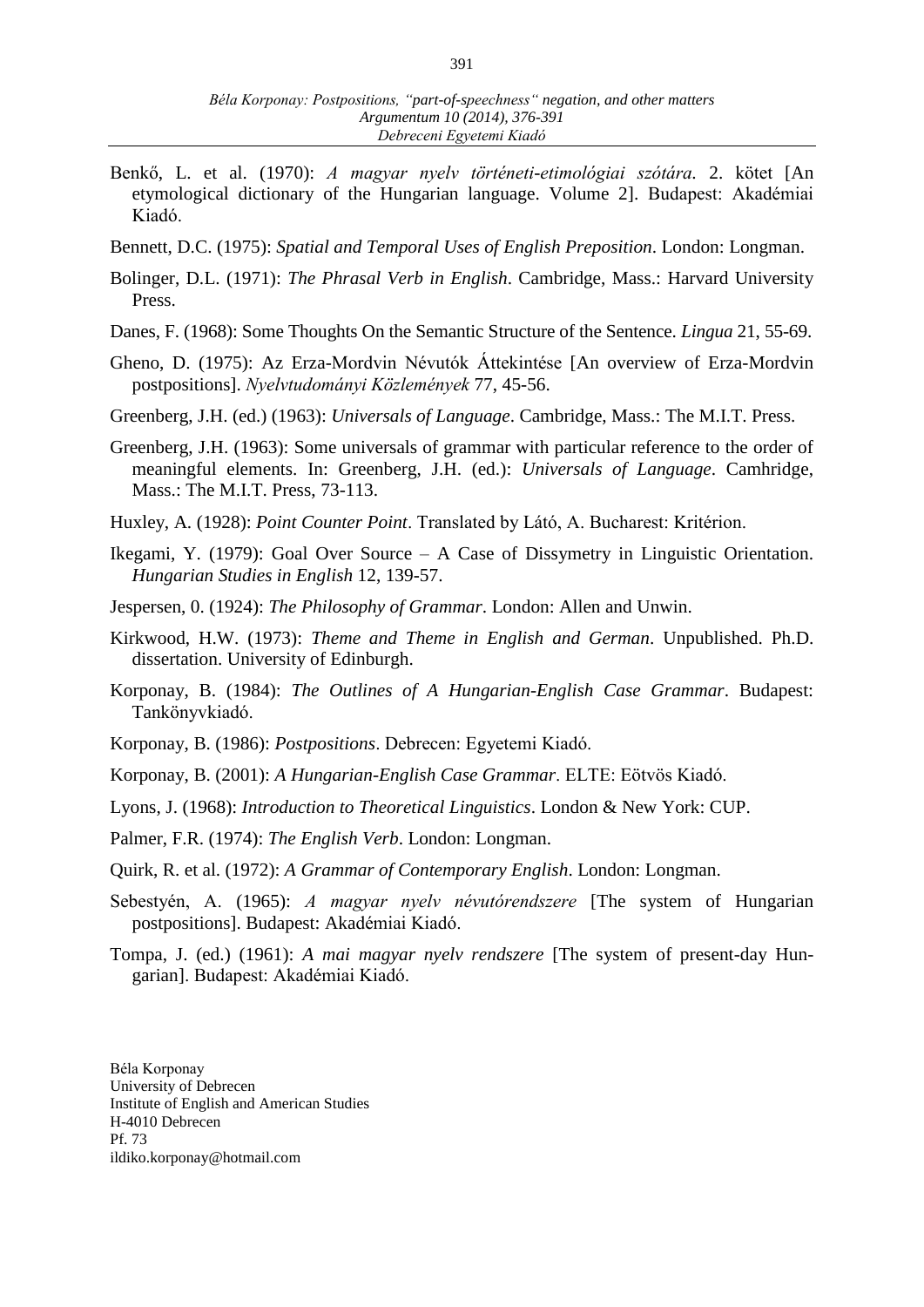Benkő, L. et al. (1970): *A magyar nyelv történeti-etimológiai szótára.* 2. kötet [An etymological dictionary of the Hungarian language. Volume 2]. Budapest: Akadémiai Kiadó.

Bennett, D.C. (1975): *Spatial and Temporal Uses of English Preposition*. London: Longman.

Bolinger, D.L. (1971): *The Phrasal Verb in English*. Cambridge, Mass.: Harvard University Press.

Danes, F. (1968): Some Thoughts On the Semantic Structure of the Sentence. *Lingua* 21, 55-69.

Gheno, D. (1975): Az Erza-Mordvin Névutók Áttekintése [An overview of Erza-Mordvin postpositions]. *Nyelvtudományi Közlemények* 77, 45-56.

Greenberg, J.H. (ed.) (1963): *Universals of Language*. Cambridge, Mass.: The M.I.T. Press.

Greenberg, J.H. (1963): Some universals of grammar with particular reference to the order of meaningful elements. In: Greenberg, J.H. (ed.): *Universals of Language*. Camhridge, Mass.: The M.I.T. Press, 73-113.

Huxley, A. (1928): *Point Counter Point*. Translated by Látó, A. Bucharest: Kritérion.

Ikegami, Y. (1979): Goal Over Source – A Case of Dissymetry in Linguistic Orientation. *Hungarian Studies in English* 12, 139-57.

Jespersen, 0. (1924): *The Philosophy of Grammar*. London: Allen and Unwin.

Kirkwood, H.W. (1973): *Theme and Theme in English and German*. Unpublished. Ph.D. dissertation. University of Edinburgh.

Korponay, B. (1984): *The Outlines of A Hungarian-English Case Grammar*. Budapest: Tankönyvkiadó.

Korponay, B. (1986): *Postpositions*. Debrecen: Egyetemi Kiadó.

Korponay, B. (2001): *A Hungarian-English Case Grammar*. ELTE: Eötvös Kiadó.

Lyons, J. (1968): *Introduction to Theoretical Linguistics*. London & New York: CUP.

Palmer, F.R. (1974): *The English Verb*. London: Longman.

Quirk, R. et al. (1972): *A Grammar of Contemporary English*. London: Longman.

Sebestyén, A. (1965): *A magyar nyelv névutórendszere* [The system of Hungarian postpositions]. Budapest: Akadémiai Kiadó.

Tompa, J. (ed.) (1961): *A mai magyar nyelv rendszere* [The system of present-day Hungarian]. Budapest: Akadémiai Kiadó.

Béla Korponay
University of Debrecen
Institute of English and American Studies
H-4010 Debrecen
Pf. 73
ildiko.korponay@hotmail.com